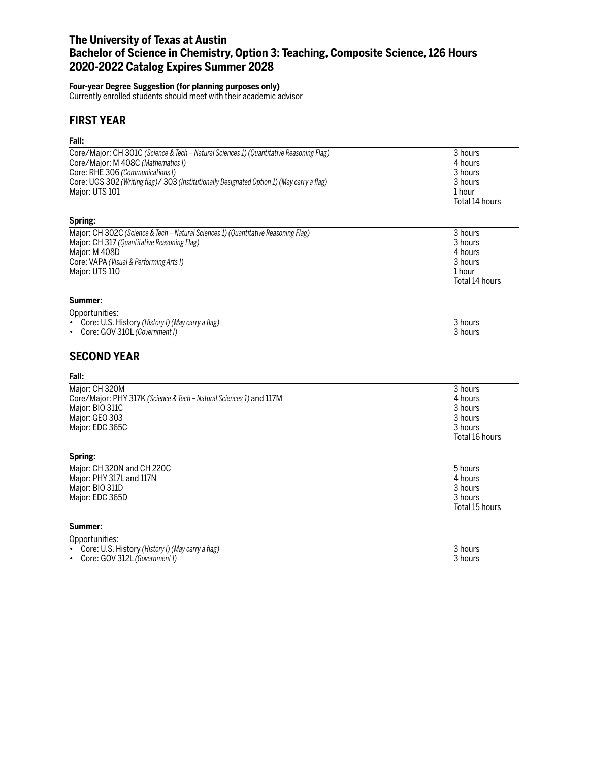# The University of Texas at Austin
# Bachelor of Science in Chemistry, Option 3: Teaching, Composite Science, 126 Hours
# 2020-2022 Catalog Expires Summer 2028

**Four-year Degree Suggestion (for planning purposes only)**
Currently enrolled students should meet with their academic advisor

## FIRST YEAR

### Fall:

| | |
|---|---|
| Core/Major: CH 301C *(Science & Tech – Natural Sciences 1) (Quantitative Reasoning Flag)* | 3 hours |
| Core/Major: M 408C *(Mathematics I)* | 4 hours |
| Core: RHE 306 *(Communications I)* | 3 hours |
| Core: UGS 302 *(Writing flag)*/ 303 *(Institutionally Designated Option 1) (May carry a flag)* | 3 hours |
| Major: UTS 101 | 1 hour |
| | Total 14 hours |

### Spring:

| | |
|---|---|
| Major: CH 302C *(Science & Tech – Natural Sciences 1) (Quantitative Reasoning Flag)* | 3 hours |
| Major: CH 317 *(Quantitative Reasoning Flag)* | 3 hours |
| Major: M 408D | 4 hours |
| Core: VAPA *(Visual & Performing Arts I)* | 3 hours |
| Major: UTS 110 | 1 hour |
| | Total 14 hours |

### Summer:

Opportunities:

- Core: U.S. History *(History I) (May carry a flag)* — 3 hours
- Core: GOV 310L *(Government I)* — 3 hours

## SECOND YEAR

### Fall:

| | |
|---|---|
| Major: CH 320M | 3 hours |
| Core/Major: PHY 317K *(Science & Tech – Natural Sciences 1)* and 117M | 4 hours |
| Major: BIO 311C | 3 hours |
| Major: GEO 303 | 3 hours |
| Major: EDC 365C | 3 hours |
| | Total 16 hours |

### Spring:

| | |
|---|---|
| Major: CH 320N and CH 220C | 5 hours |
| Major: PHY 317L and 117N | 4 hours |
| Major: BIO 311D | 3 hours |
| Major: EDC 365D | 3 hours |
| | Total 15 hours |

### Summer:

Opportunities:

- Core: U.S. History *(History I) (May carry a flag)* — 3 hours
- Core: GOV 312L *(Government I)* — 3 hours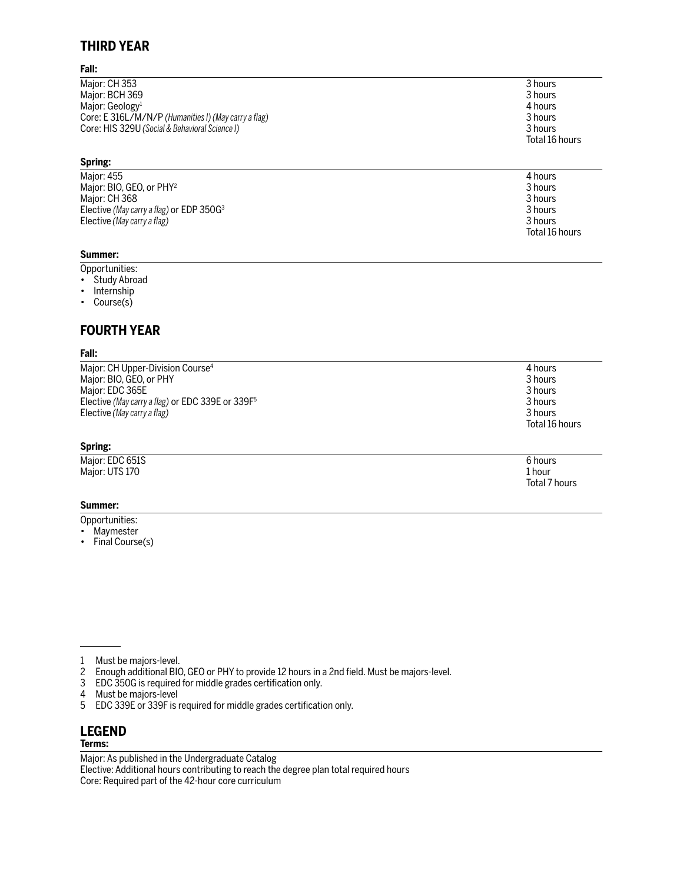## THIRD YEAR

**Fall:**

| | |
|---|---|
| Major: CH 353 | 3 hours |
| Major: BCH 369 | 3 hours |
| Major: Geology[1] | 4 hours |
| Core: E 316L/M/N/P *(Humanities I) (May carry a flag)* | 3 hours |
| Core: HIS 329U *(Social & Behavioral Science I)* | 3 hours |
| | Total 16 hours |

**Spring:**

| | |
|---|---|
| Major: 455 | 4 hours |
| Major: BIO, GEO, or PHY[2] | 3 hours |
| Major: CH 368 | 3 hours |
| Elective *(May carry a flag)* or EDP 350G[3] | 3 hours |
| Elective *(May carry a flag)* | 3 hours |
| | Total 16 hours |

**Summer:**

Opportunities:
- Study Abroad
- Internship
- Course(s)

## FOURTH YEAR

**Fall:**

| | |
|---|---|
| Major: CH Upper-Division Course[4] | 4 hours |
| Major: BIO, GEO, or PHY | 3 hours |
| Major: EDC 365E | 3 hours |
| Elective *(May carry a flag)* or EDC 339E or 339F[5] | 3 hours |
| Elective *(May carry a flag)* | 3 hours |
| | Total 16 hours |

**Spring:**

| | |
|---|---|
| Major: EDC 651S | 6 hours |
| Major: UTS 170 | 1 hour |
| | Total 7 hours |

**Summer:**

Opportunities:
- Maymester
- Final Course(s)

---

1 Must be majors-level.
2 Enough additional BIO, GEO or PHY to provide 12 hours in a 2nd field. Must be majors-level.
3 EDC 350G is required for middle grades certification only.
4 Must be majors-level
5 EDC 339E or 339F is required for middle grades certification only.

## LEGEND

**Terms:**

Major: As published in the Undergraduate Catalog
Elective: Additional hours contributing to reach the degree plan total required hours
Core: Required part of the 42-hour core curriculum